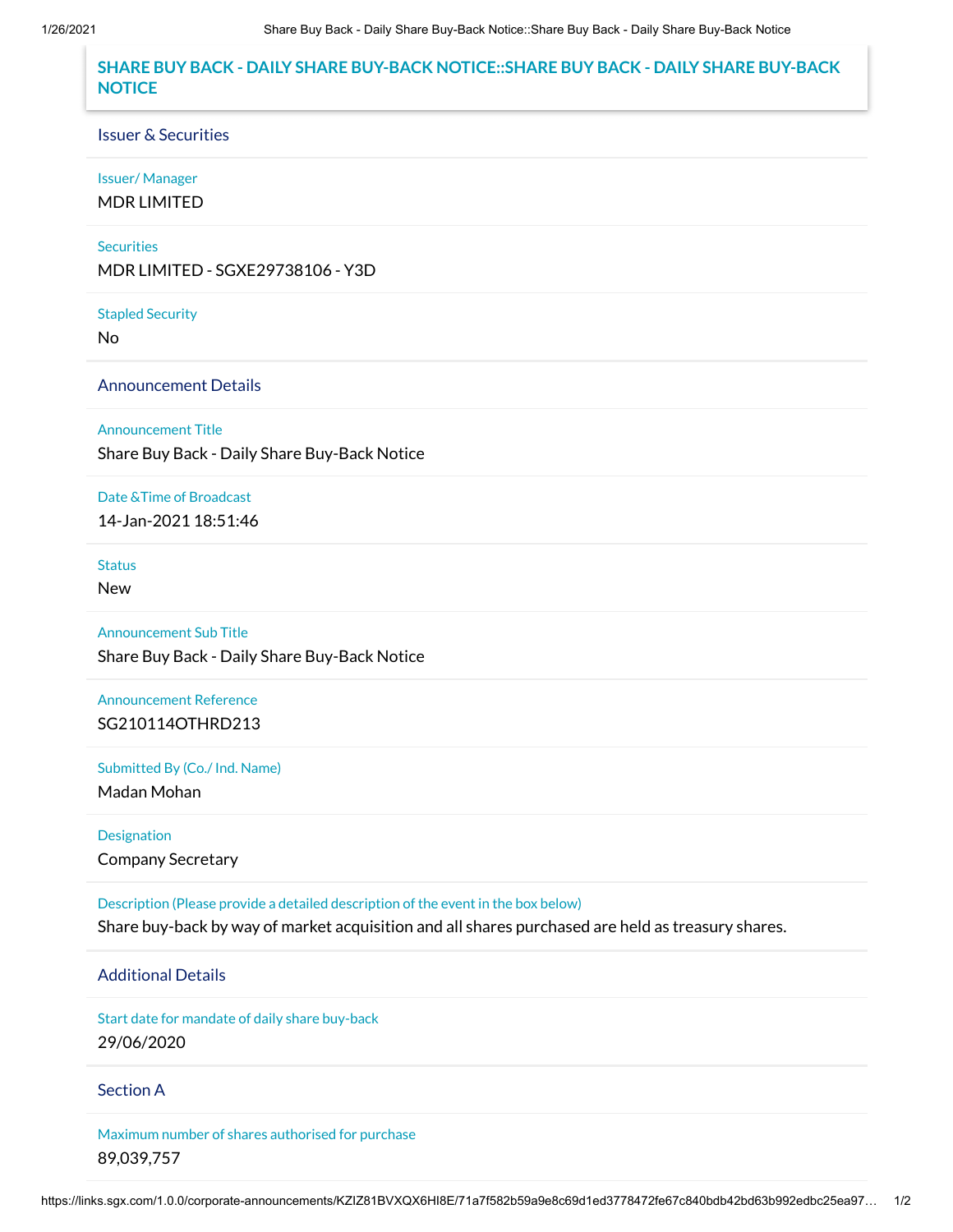# SHARE BUY BACK - DAILY SHARE BUY-BACK NOTICE::SHARE BUY BACK - DAILY SHARE BUY-BACK NOTICE

## Issuer & Securities

**Issuer/ Manager**

MDR LIMITED

**Securities**

MDR LIMITED - SGXE29738106 - Y3D

**Stapled Security**

No

## Announcement Details

**Announcement Title**

Share Buy Back - Daily Share Buy-Back Notice

**Date &Time of Broadcast**

14-Jan-2021 18:51:46

**Status**

New

**Announcement Sub Title**

Share Buy Back - Daily Share Buy-Back Notice

**Announcement Reference**

SG210114OTHRD213

**Submitted By (Co./ Ind. Name)**

Madan Mohan

**Designation**

Company Secretary

**Description (Please provide a detailed description of the event in the box below)**

Share buy-back by way of market acquisition and all shares purchased are held as treasury shares.

## Additional Details

**Start date for mandate of daily share buy-back**

29/06/2020

## Section A

**Maximum number of shares authorised for purchase**

89,039,757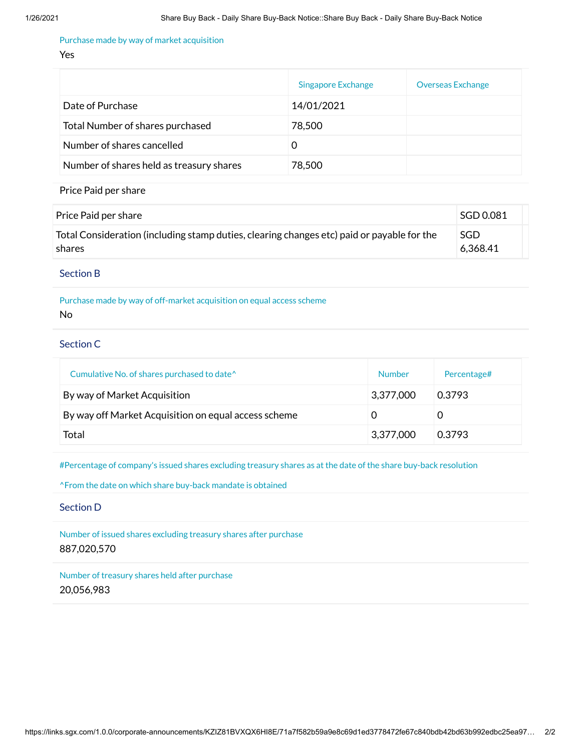Purchase made by way of market acquisition

Yes

| | Singapore Exchange | Overseas Exchange |
|---|---|---|
| Date of Purchase | 14/01/2021 | |
| Total Number of shares purchased | 78,500 | |
| Number of shares cancelled | 0 | |
| Number of shares held as treasury shares | 78,500 | |

Price Paid per share

| | |
|---|---|
| Price Paid per share | SGD 0.081 |
| Total Consideration (including stamp duties, clearing changes etc) paid or payable for the shares | SGD 6,368.41 |

## Section B

Purchase made by way of off-market acquisition on equal access scheme

No

## Section C

| Cumulative No. of shares purchased to date^ | Number | Percentage# |
|---|---|---|
| By way of Market Acquisition | 3,377,000 | 0.3793 |
| By way off Market Acquisition on equal access scheme | 0 | 0 |
| Total | 3,377,000 | 0.3793 |

#Percentage of company's issued shares excluding treasury shares as at the date of the share buy-back resolution

^From the date on which share buy-back mandate is obtained

## Section D

Number of issued shares excluding treasury shares after purchase

887,020,570

Number of treasury shares held after purchase

20,056,983